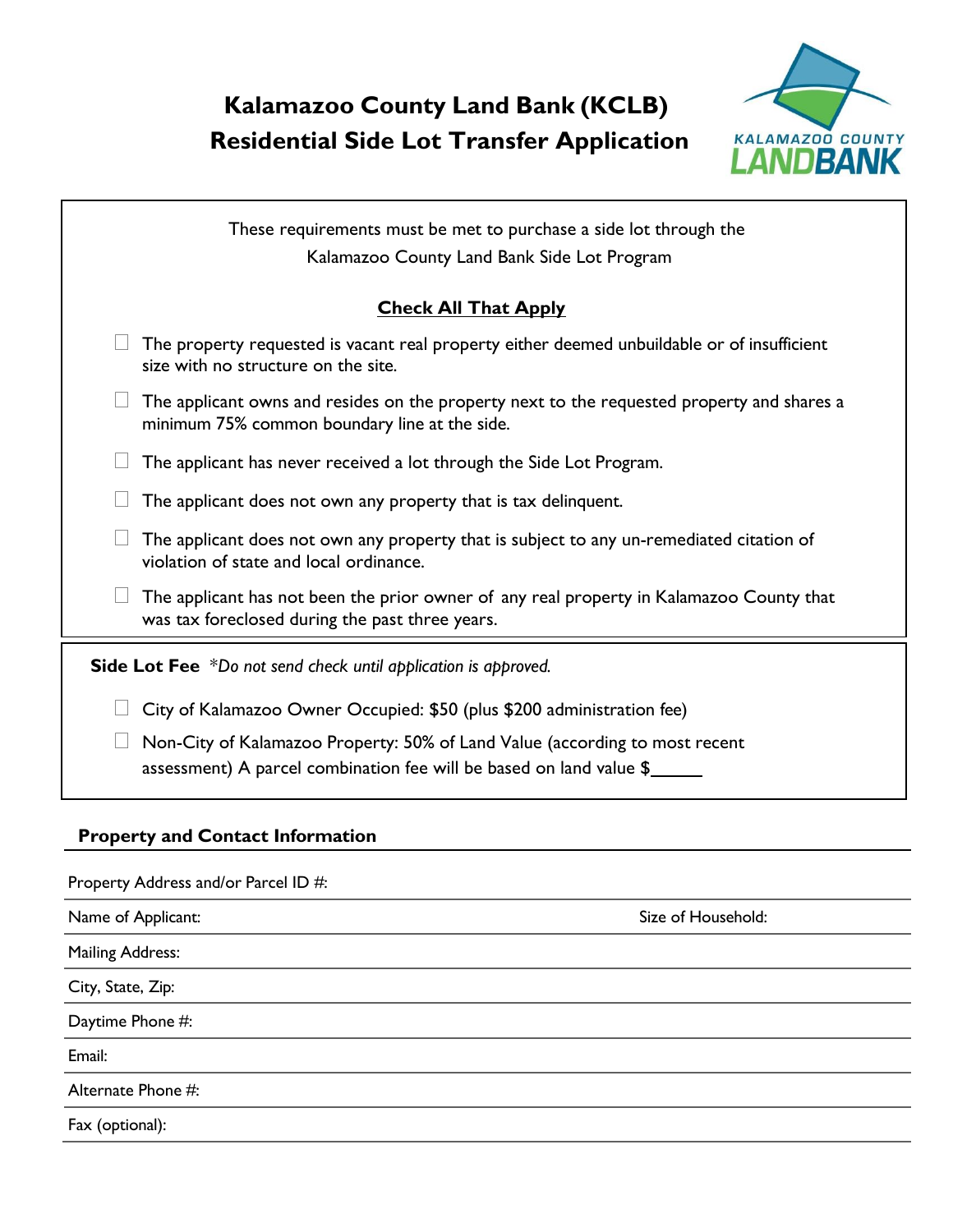# Kalamazoo County Land Bank (KCLB)
# Residential Side Lot Transfer Application

KALAMAZOO COUNTY LANDBANK

These requirements must be met to purchase a side lot through the Kalamazoo County Land Bank Side Lot Program

**Check All That Apply**

- ☐ The property requested is vacant real property either deemed unbuildable or of insufficient size with no structure on the site.
- ☐ The applicant owns and resides on the property next to the requested property and shares a minimum 75% common boundary line at the side.
- ☐ The applicant has never received a lot through the Side Lot Program.
- ☐ The applicant does not own any property that is tax delinquent.
- ☐ The applicant does not own any property that is subject to any un-remediated citation of violation of state and local ordinance.
- ☐ The applicant has not been the prior owner of any real property in Kalamazoo County that was tax foreclosed during the past three years.

**Side Lot Fee** *\*Do not send check until application is approved.*

- ☐ City of Kalamazoo Owner Occupied: $50 (plus $200 administration fee)
- ☐ Non-City of Kalamazoo Property: 50% of Land Value (according to most recent assessment) A parcel combination fee will be based on land value $_____

## Property and Contact Information

Property Address and/or Parcel ID #:

Name of Applicant: Size of Household:

Mailing Address:

City, State, Zip:

Daytime Phone #:

Email:

Alternate Phone #:

Fax (optional):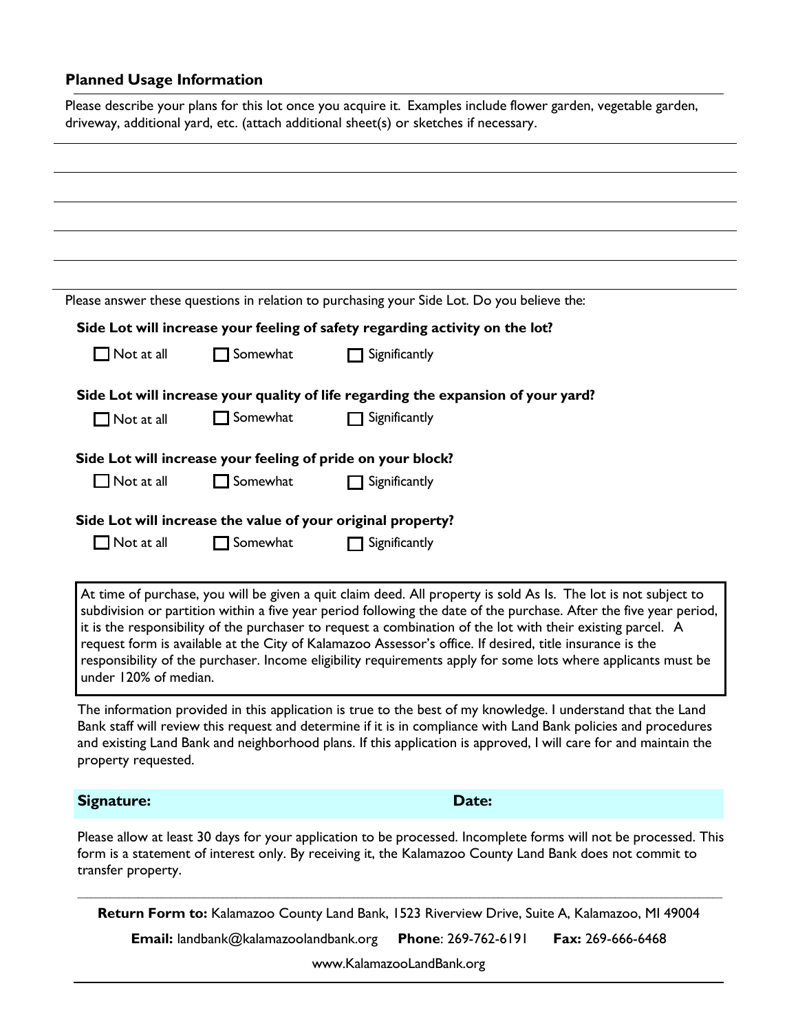## Planned Usage Information

Please describe your plans for this lot once you acquire it. Examples include flower garden, vegetable garden, driveway, additional yard, etc. (attach additional sheet(s) or sketches if necessary.

Please answer these questions in relation to purchasing your Side Lot. Do you believe the:

**Side Lot will increase your feeling of safety regarding activity on the lot?**

☐ Not at all ☐ Somewhat ☐ Significantly

**Side Lot will increase your quality of life regarding the expansion of your yard?**

☐ Not at all ☐ Somewhat ☐ Significantly

**Side Lot will increase your feeling of pride on your block?**

☐ Not at all ☐ Somewhat ☐ Significantly

**Side Lot will increase the value of your original property?**

☐ Not at all ☐ Somewhat ☐ Significantly

At time of purchase, you will be given a quit claim deed. All property is sold As Is. The lot is not subject to subdivision or partition within a five year period following the date of the purchase. After the five year period, it is the responsibility of the purchaser to request a combination of the lot with their existing parcel. A request form is available at the City of Kalamazoo Assessor's office. If desired, title insurance is the responsibility of the purchaser. Income eligibility requirements apply for some lots where applicants must be under 120% of median.

The information provided in this application is true to the best of my knowledge. I understand that the Land Bank staff will review this request and determine if it is in compliance with Land Bank policies and procedures and existing Land Bank and neighborhood plans. If this application is approved, I will care for and maintain the property requested.

**Signature:** **Date:**

Please allow at least 30 days for your application to be processed. Incomplete forms will not be processed. This form is a statement of interest only. By receiving it, the Kalamazoo County Land Bank does not commit to transfer property.

**Return Form to:** Kalamazoo County Land Bank, 1523 Riverview Drive, Suite A, Kalamazoo, MI 49004

**Email:** landbank@kalamazoolandbank.org **Phone**: 269-762-6191 **Fax:** 269-666-6468

www.KalamazooLandBank.org